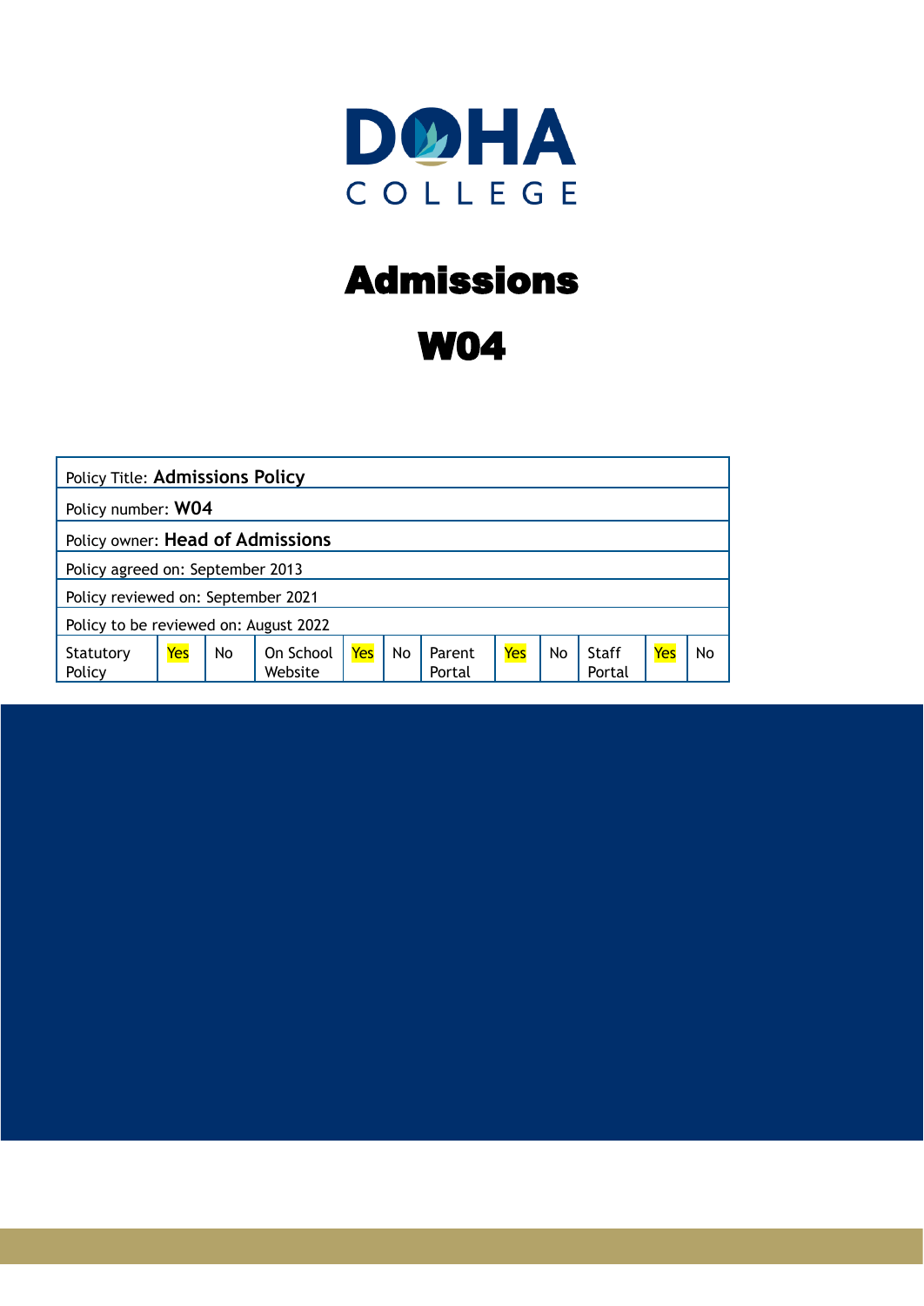DOHA COLLEGE

# Admissions

# W04

| Policy Title: **Admissions Policy** | | | | | | | | | | | |
|---|---|---|---|---|---|---|---|---|---|---|---|
| Policy number: **W04** | | | | | | | | | | | |
| Policy owner: **Head of Admissions** | | | | | | | | | | | |
| Policy agreed on: September 2013 | | | | | | | | | | | |
| Policy reviewed on: September 2021 | | | | | | | | | | | |
| Policy to be reviewed on: August 2022 | | | | | | | | | | | |
| Statutory Policy | Yes | No | On School Website | Yes | No | Parent Portal | Yes | No | Staff Portal | Yes | No |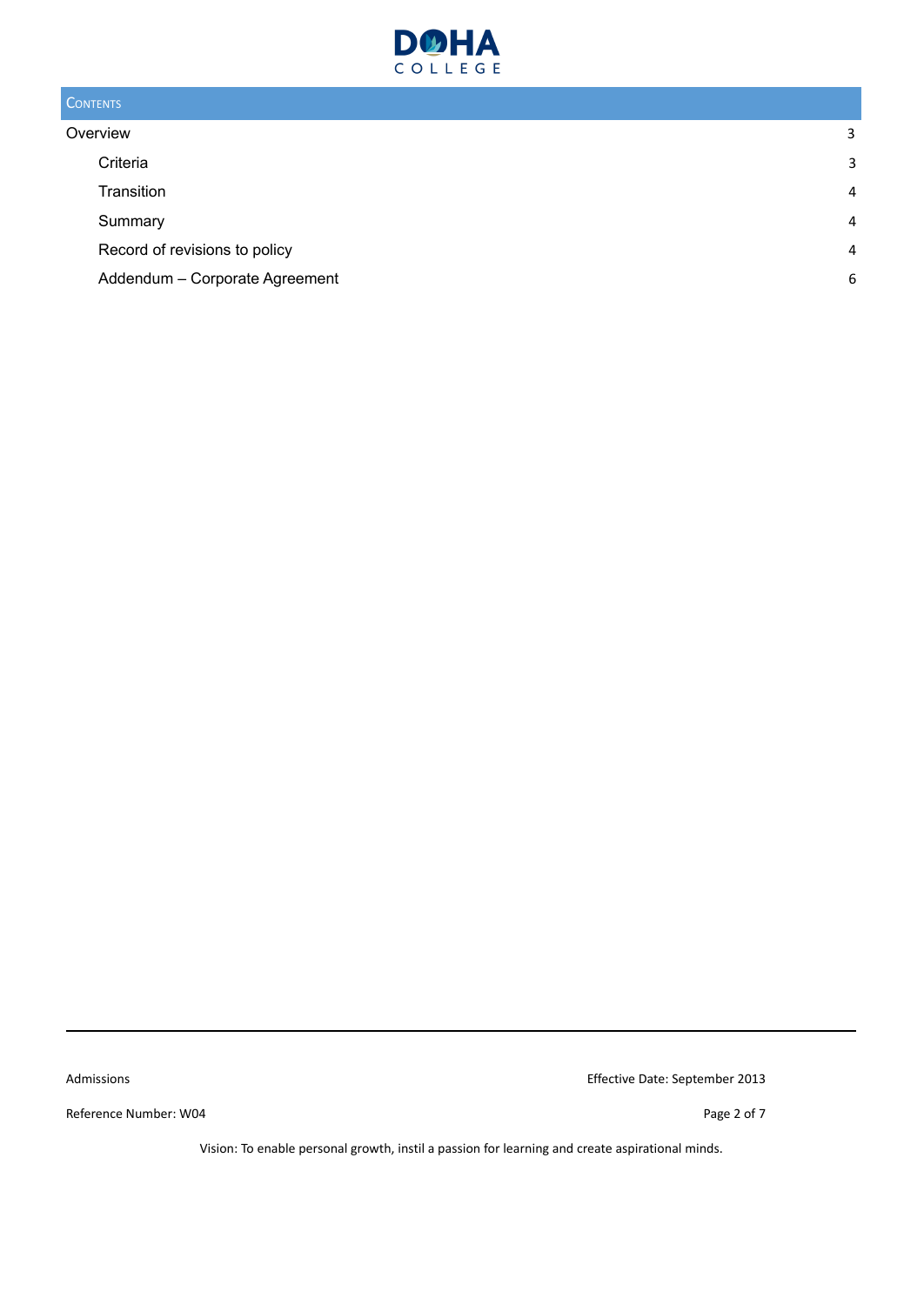## Contents

| | |
|---|---|
| Overview | 3 |
| Criteria | 3 |
| Transition | 4 |
| Summary | 4 |
| Record of revisions to policy | 4 |
| Addendum – Corporate Agreement | 6 |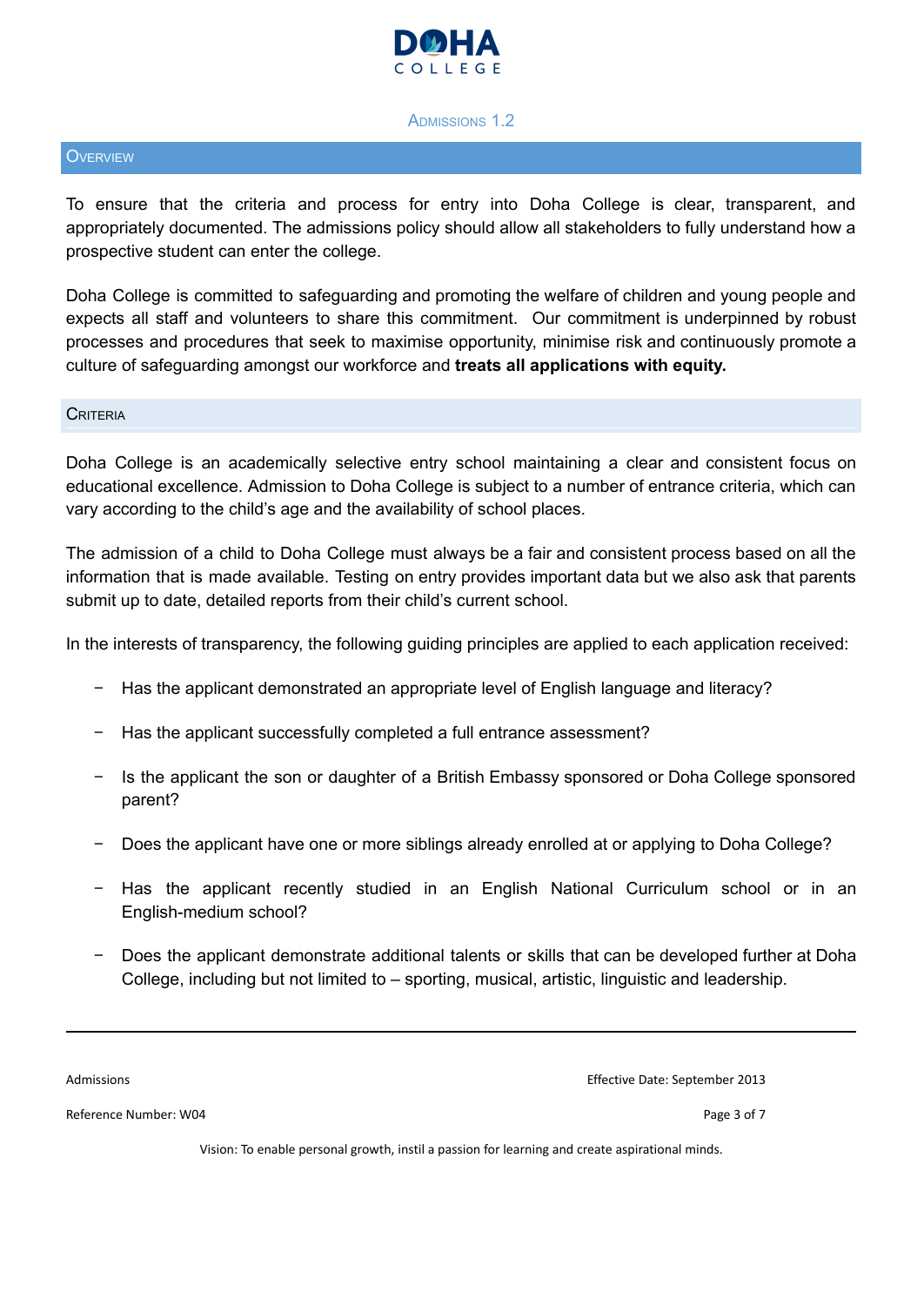# Admissions 1.2

## Overview

To ensure that the criteria and process for entry into Doha College is clear, transparent, and appropriately documented. The admissions policy should allow all stakeholders to fully understand how a prospective student can enter the college.

Doha College is committed to safeguarding and promoting the welfare of children and young people and expects all staff and volunteers to share this commitment. Our commitment is underpinned by robust processes and procedures that seek to maximise opportunity, minimise risk and continuously promote a culture of safeguarding amongst our workforce and **treats all applications with equity.**

## Criteria

Doha College is an academically selective entry school maintaining a clear and consistent focus on educational excellence. Admission to Doha College is subject to a number of entrance criteria, which can vary according to the child's age and the availability of school places.

The admission of a child to Doha College must always be a fair and consistent process based on all the information that is made available. Testing on entry provides important data but we also ask that parents submit up to date, detailed reports from their child's current school.

In the interests of transparency, the following guiding principles are applied to each application received:

- Has the applicant demonstrated an appropriate level of English language and literacy?
- Has the applicant successfully completed a full entrance assessment?
- Is the applicant the son or daughter of a British Embassy sponsored or Doha College sponsored parent?
- Does the applicant have one or more siblings already enrolled at or applying to Doha College?
- Has the applicant recently studied in an English National Curriculum school or in an English-medium school?
- Does the applicant demonstrate additional talents or skills that can be developed further at Doha College, including but not limited to – sporting, musical, artistic, linguistic and leadership.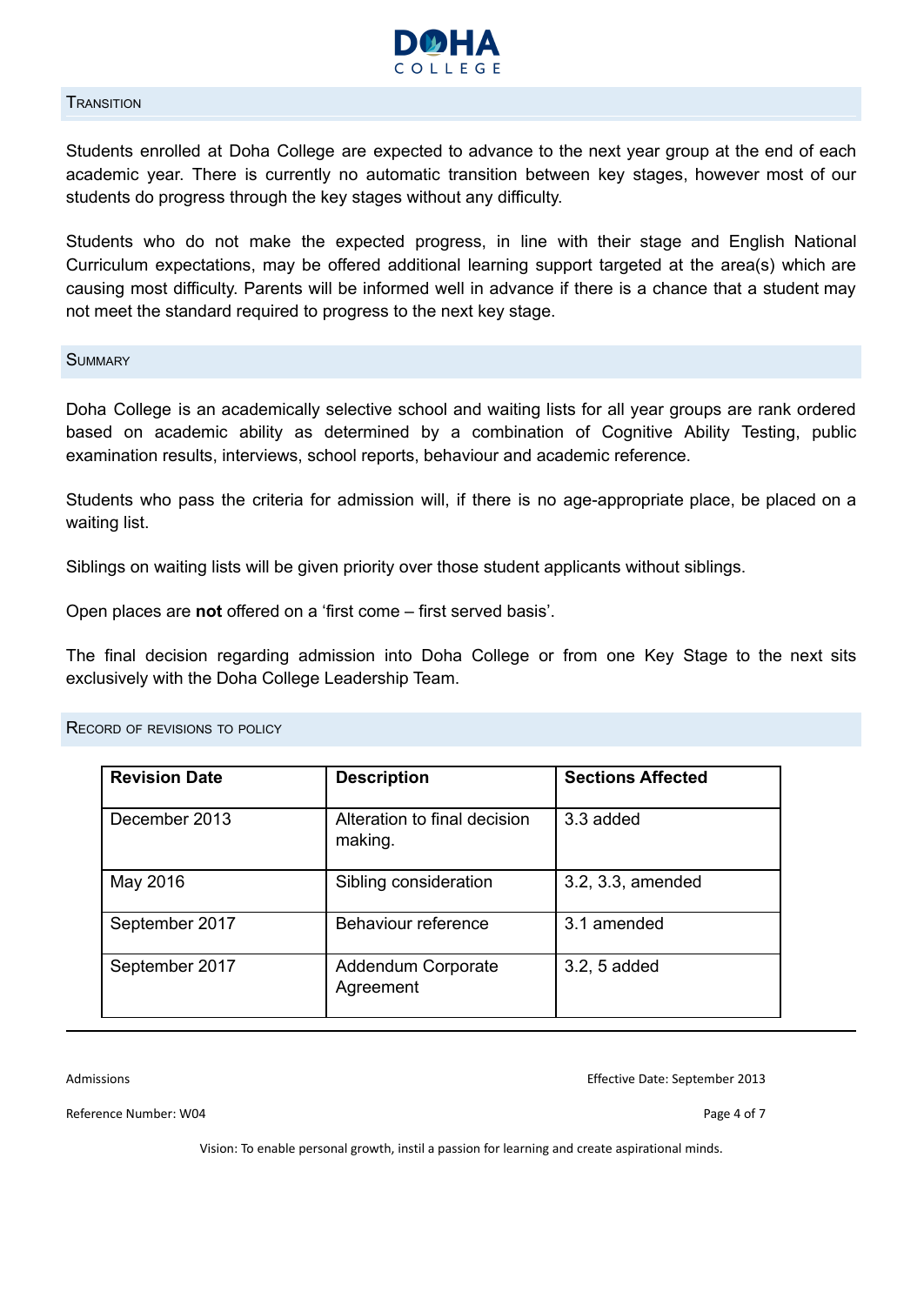## Transition

Students enrolled at Doha College are expected to advance to the next year group at the end of each academic year. There is currently no automatic transition between key stages, however most of our students do progress through the key stages without any difficulty.

Students who do not make the expected progress, in line with their stage and English National Curriculum expectations, may be offered additional learning support targeted at the area(s) which are causing most difficulty. Parents will be informed well in advance if there is a chance that a student may not meet the standard required to progress to the next key stage.

## Summary

Doha College is an academically selective school and waiting lists for all year groups are rank ordered based on academic ability as determined by a combination of Cognitive Ability Testing, public examination results, interviews, school reports, behaviour and academic reference.

Students who pass the criteria for admission will, if there is no age-appropriate place, be placed on a waiting list.

Siblings on waiting lists will be given priority over those student applicants without siblings.

Open places are **not** offered on a 'first come – first served basis'.

The final decision regarding admission into Doha College or from one Key Stage to the next sits exclusively with the Doha College Leadership Team.

## Record of revisions to policy

| Revision Date | Description | Sections Affected |
|---|---|---|
| December 2013 | Alteration to final decision making. | 3.3 added |
| May 2016 | Sibling consideration | 3.2, 3.3, amended |
| September 2017 | Behaviour reference | 3.1 amended |
| September 2017 | Addendum Corporate Agreement | 3.2, 5 added |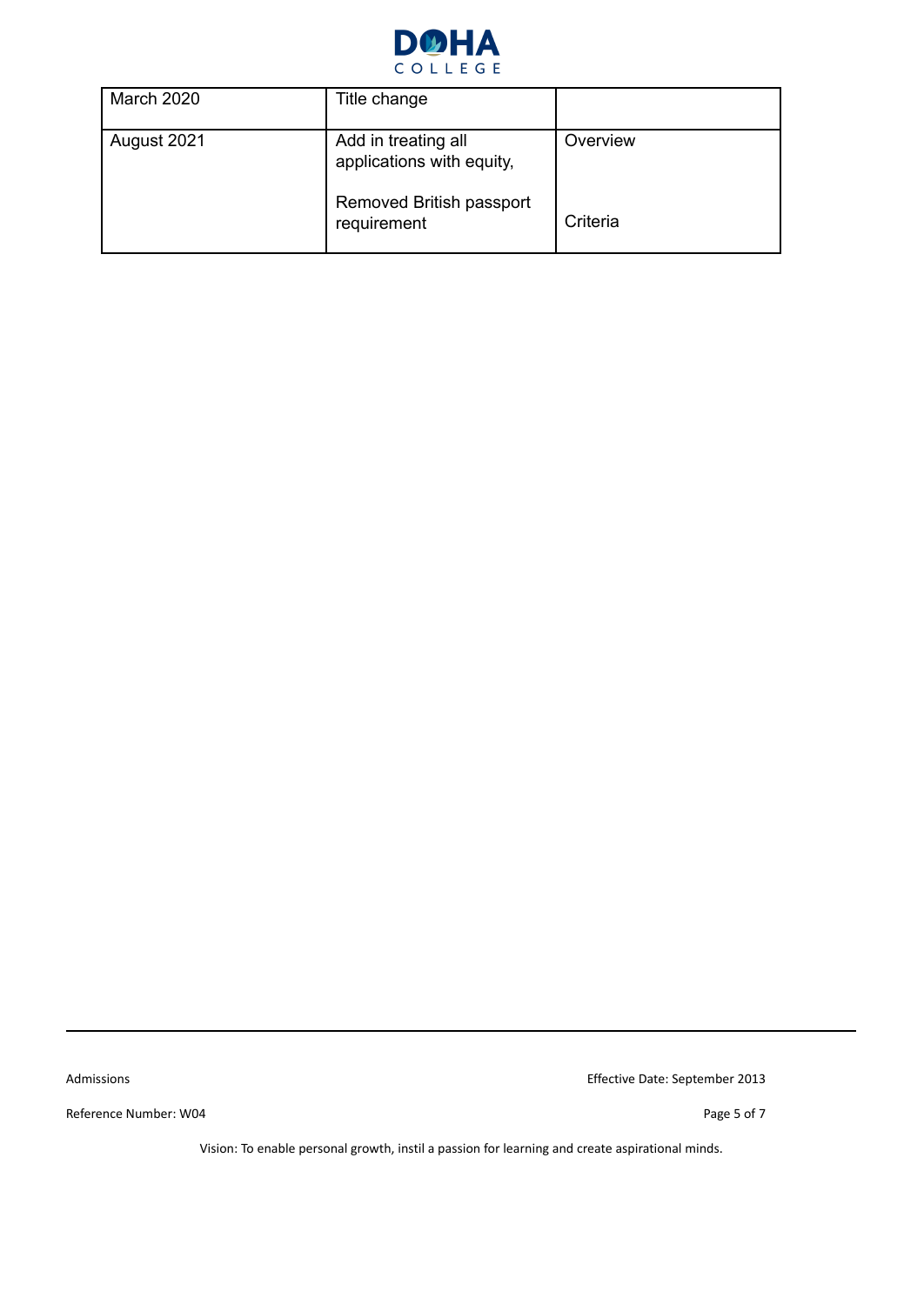| | | |
|---|---|---|
| March 2020 | Title change | |
| August 2021 | Add in treating all applications with equity,<br><br>Removed British passport requirement | Overview<br><br>Criteria |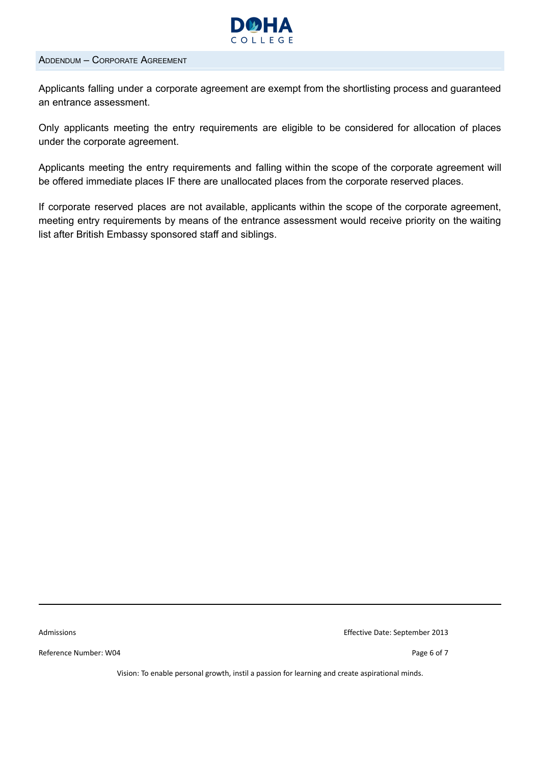## Addendum – Corporate Agreement

Applicants falling under a corporate agreement are exempt from the shortlisting process and guaranteed an entrance assessment.

Only applicants meeting the entry requirements are eligible to be considered for allocation of places under the corporate agreement.

Applicants meeting the entry requirements and falling within the scope of the corporate agreement will be offered immediate places IF there are unallocated places from the corporate reserved places.

If corporate reserved places are not available, applicants within the scope of the corporate agreement, meeting entry requirements by means of the entrance assessment would receive priority on the waiting list after British Embassy sponsored staff and siblings.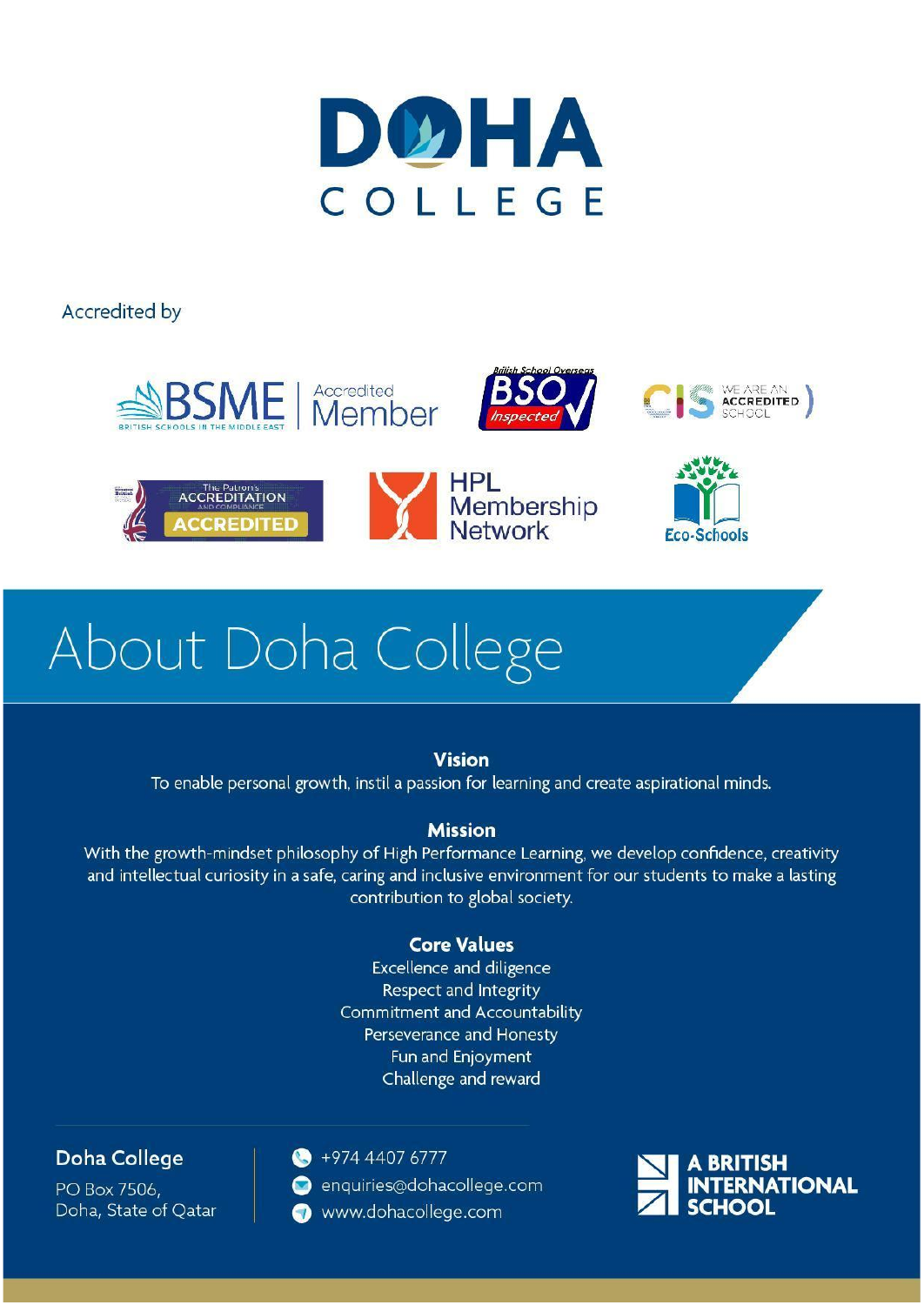# DOHA COLLEGE

Accredited by

BSME | Accredited Member

BSO Inspected

CIS We are an accredited school

The Patron's Accreditation and Compliance — ACCREDITED

HPL Membership Network

Eco-Schools

## About Doha College

### Vision

To enable personal growth, instil a passion for learning and create aspirational minds.

### Mission

With the growth-mindset philosophy of High Performance Learning, we develop confidence, creativity and intellectual curiosity in a safe, caring and inclusive environment for our students to make a lasting contribution to global society.

### Core Values

Excellence and diligence
Respect and Integrity
Commitment and Accountability
Perseverance and Honesty
Fun and Enjoyment
Challenge and reward

**Doha College**

PO Box 7506,
Doha, State of Qatar

+974 4407 6777
enquiries@dohacollege.com
www.dohacollege.com

A BRITISH INTERNATIONAL SCHOOL